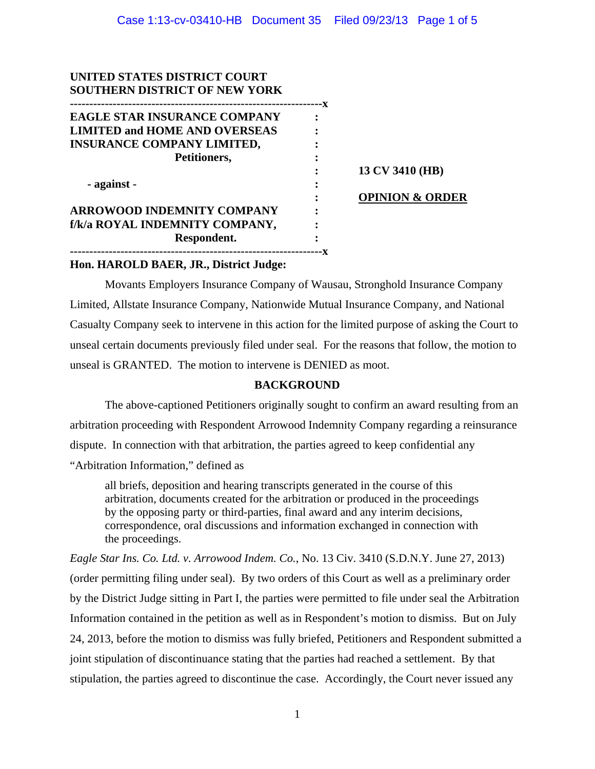**UNITED STATES DISTRICT COURT**
**SOUTHERN DISTRICT OF NEW YORK**

| | | |
|---|---|---|
| **EAGLE STAR INSURANCE COMPANY LIMITED and HOME AND OVERSEAS INSURANCE COMPANY LIMITED,** | : | |
| **Petitioners,** | : | **13 CV 3410 (HB)** |
| **- against -** | : | **OPINION & ORDER** |
| **ARROWOOD INDEMNITY COMPANY f/k/a ROYAL INDEMNITY COMPANY,** | : | |
| **Respondent.** | : | |

**Hon. HAROLD BAER, JR., District Judge:**

Movants Employers Insurance Company of Wausau, Stronghold Insurance Company Limited, Allstate Insurance Company, Nationwide Mutual Insurance Company, and National Casualty Company seek to intervene in this action for the limited purpose of asking the Court to unseal certain documents previously filed under seal. For the reasons that follow, the motion to unseal is GRANTED. The motion to intervene is DENIED as moot.

## BACKGROUND

The above-captioned Petitioners originally sought to confirm an award resulting from an arbitration proceeding with Respondent Arrowood Indemnity Company regarding a reinsurance dispute. In connection with that arbitration, the parties agreed to keep confidential any "Arbitration Information," defined as

> all briefs, deposition and hearing transcripts generated in the course of this arbitration, documents created for the arbitration or produced in the proceedings by the opposing party or third-parties, final award and any interim decisions, correspondence, oral discussions and information exchanged in connection with the proceedings.

*Eagle Star Ins. Co. Ltd. v. Arrowood Indem. Co.*, No. 13 Civ. 3410 (S.D.N.Y. June 27, 2013) (order permitting filing under seal). By two orders of this Court as well as a preliminary order by the District Judge sitting in Part I, the parties were permitted to file under seal the Arbitration Information contained in the petition as well as in Respondent's motion to dismiss. But on July 24, 2013, before the motion to dismiss was fully briefed, Petitioners and Respondent submitted a joint stipulation of discontinuance stating that the parties had reached a settlement. By that stipulation, the parties agreed to discontinue the case. Accordingly, the Court never issued any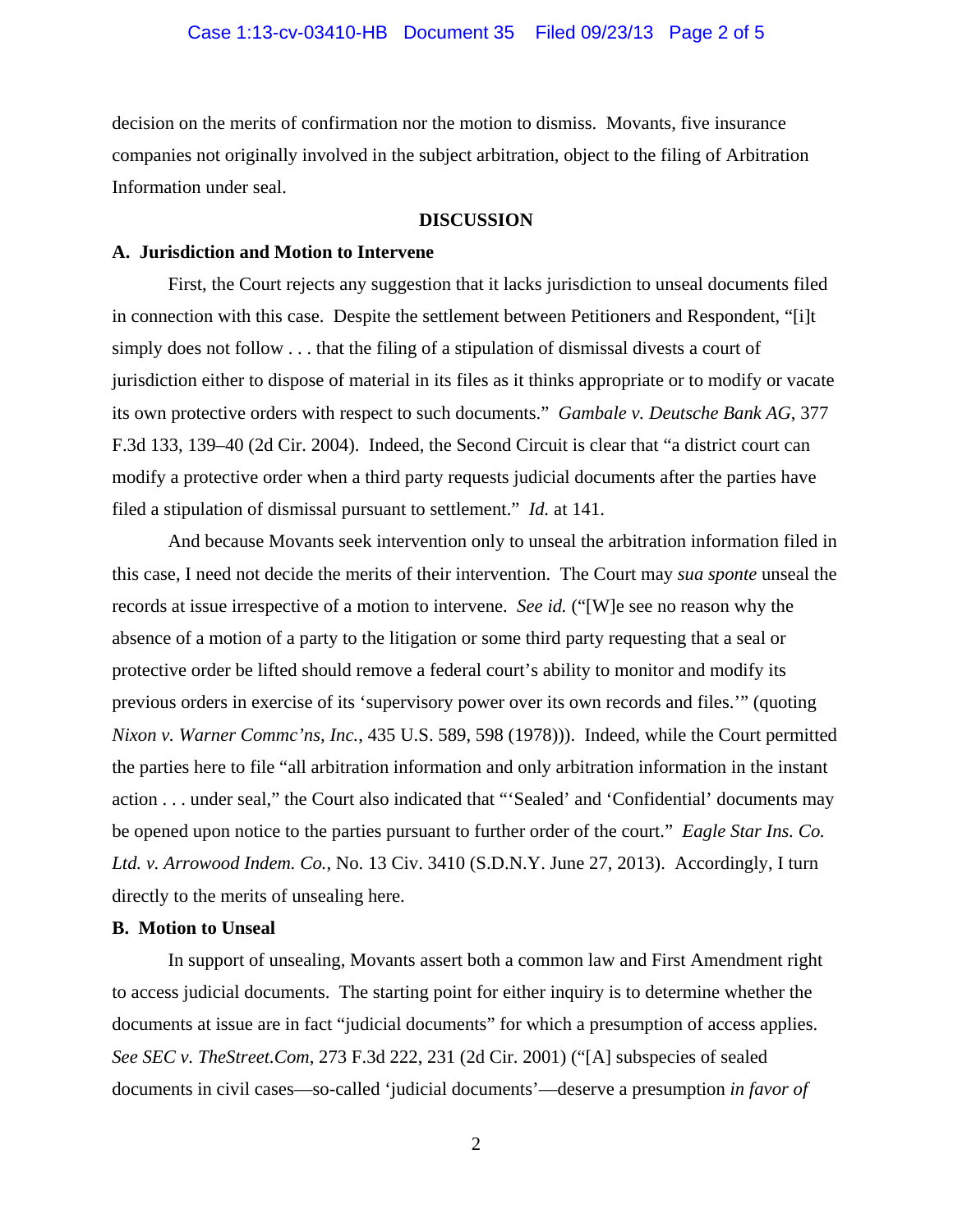decision on the merits of confirmation nor the motion to dismiss. Movants, five insurance companies not originally involved in the subject arbitration, object to the filing of Arbitration Information under seal.

## DISCUSSION

### A. Jurisdiction and Motion to Intervene

First, the Court rejects any suggestion that it lacks jurisdiction to unseal documents filed in connection with this case. Despite the settlement between Petitioners and Respondent, "[i]t simply does not follow . . . that the filing of a stipulation of dismissal divests a court of jurisdiction either to dispose of material in its files as it thinks appropriate or to modify or vacate its own protective orders with respect to such documents." *Gambale v. Deutsche Bank AG*, 377 F.3d 133, 139–40 (2d Cir. 2004). Indeed, the Second Circuit is clear that "a district court can modify a protective order when a third party requests judicial documents after the parties have filed a stipulation of dismissal pursuant to settlement." *Id.* at 141.

And because Movants seek intervention only to unseal the arbitration information filed in this case, I need not decide the merits of their intervention. The Court may *sua sponte* unseal the records at issue irrespective of a motion to intervene. *See id.* ("[W]e see no reason why the absence of a motion of a party to the litigation or some third party requesting that a seal or protective order be lifted should remove a federal court's ability to monitor and modify its previous orders in exercise of its 'supervisory power over its own records and files.'" (quoting *Nixon v. Warner Commc'ns, Inc.*, 435 U.S. 589, 598 (1978))). Indeed, while the Court permitted the parties here to file "all arbitration information and only arbitration information in the instant action . . . under seal," the Court also indicated that "'Sealed' and 'Confidential' documents may be opened upon notice to the parties pursuant to further order of the court." *Eagle Star Ins. Co. Ltd. v. Arrowood Indem. Co.*, No. 13 Civ. 3410 (S.D.N.Y. June 27, 2013). Accordingly, I turn directly to the merits of unsealing here.

### B. Motion to Unseal

In support of unsealing, Movants assert both a common law and First Amendment right to access judicial documents. The starting point for either inquiry is to determine whether the documents at issue are in fact "judicial documents" for which a presumption of access applies. *See SEC v. TheStreet.Com*, 273 F.3d 222, 231 (2d Cir. 2001) ("[A] subspecies of sealed documents in civil cases—so-called 'judicial documents'—deserve a presumption *in favor of*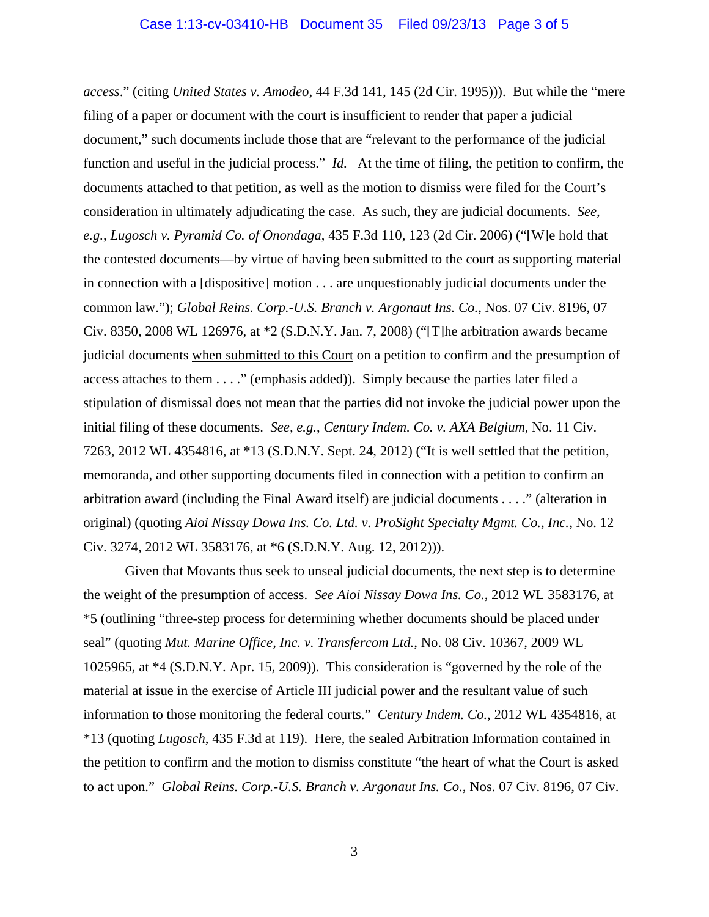*access*." (citing *United States v. Amodeo*, 44 F.3d 141, 145 (2d Cir. 1995))). But while the "mere filing of a paper or document with the court is insufficient to render that paper a judicial document," such documents include those that are "relevant to the performance of the judicial function and useful in the judicial process." *Id.* At the time of filing, the petition to confirm, the documents attached to that petition, as well as the motion to dismiss were filed for the Court's consideration in ultimately adjudicating the case. As such, they are judicial documents. *See, e.g.*, *Lugosch v. Pyramid Co. of Onondaga*, 435 F.3d 110, 123 (2d Cir. 2006) ("[W]e hold that the contested documents—by virtue of having been submitted to the court as supporting material in connection with a [dispositive] motion . . . are unquestionably judicial documents under the common law."); *Global Reins. Corp.-U.S. Branch v. Argonaut Ins. Co.*, Nos. 07 Civ. 8196, 07 Civ. 8350, 2008 WL 126976, at *2 (S.D.N.Y. Jan. 7, 2008) ("[T]he arbitration awards became judicial documents <u>when submitted to this Court</u> on a petition to confirm and the presumption of access attaches to them . . . ." (emphasis added)). Simply because the parties later filed a stipulation of dismissal does not mean that the parties did not invoke the judicial power upon the initial filing of these documents. *See, e.g.*, *Century Indem. Co. v. AXA Belgium*, No. 11 Civ. 7263, 2012 WL 4354816, at *13 (S.D.N.Y. Sept. 24, 2012) ("It is well settled that the petition, memoranda, and other supporting documents filed in connection with a petition to confirm an arbitration award (including the Final Award itself) are judicial documents . . . ." (alteration in original) (quoting *Aioi Nissay Dowa Ins. Co. Ltd. v. ProSight Specialty Mgmt. Co., Inc.*, No. 12 Civ. 3274, 2012 WL 3583176, at *6 (S.D.N.Y. Aug. 12, 2012))).

Given that Movants thus seek to unseal judicial documents, the next step is to determine the weight of the presumption of access. *See Aioi Nissay Dowa Ins. Co.*, 2012 WL 3583176, at *5 (outlining "three-step process for determining whether documents should be placed under seal" (quoting *Mut. Marine Office, Inc. v. Transfercom Ltd.*, No. 08 Civ. 10367, 2009 WL 1025965, at *4 (S.D.N.Y. Apr. 15, 2009)). This consideration is "governed by the role of the material at issue in the exercise of Article III judicial power and the resultant value of such information to those monitoring the federal courts." *Century Indem. Co.*, 2012 WL 4354816, at *13 (quoting *Lugosch*, 435 F.3d at 119). Here, the sealed Arbitration Information contained in the petition to confirm and the motion to dismiss constitute "the heart of what the Court is asked to act upon." *Global Reins. Corp.-U.S. Branch v. Argonaut Ins. Co.*, Nos. 07 Civ. 8196, 07 Civ.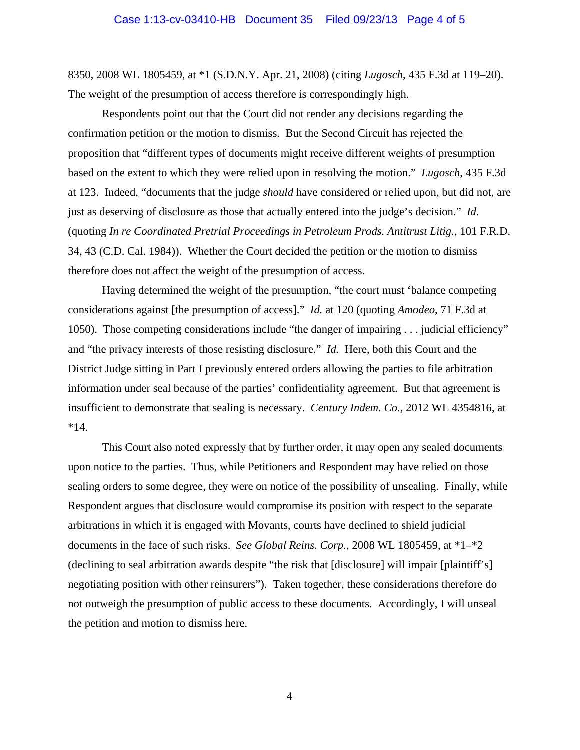8350, 2008 WL 1805459, at *1 (S.D.N.Y. Apr. 21, 2008) (citing *Lugosch*, 435 F.3d at 119–20). The weight of the presumption of access therefore is correspondingly high.

Respondents point out that the Court did not render any decisions regarding the confirmation petition or the motion to dismiss. But the Second Circuit has rejected the proposition that "different types of documents might receive different weights of presumption based on the extent to which they were relied upon in resolving the motion." *Lugosch*, 435 F.3d at 123. Indeed, "documents that the judge *should* have considered or relied upon, but did not, are just as deserving of disclosure as those that actually entered into the judge's decision." *Id.* (quoting *In re Coordinated Pretrial Proceedings in Petroleum Prods. Antitrust Litig.*, 101 F.R.D. 34, 43 (C.D. Cal. 1984)). Whether the Court decided the petition or the motion to dismiss therefore does not affect the weight of the presumption of access.

Having determined the weight of the presumption, "the court must 'balance competing considerations against [the presumption of access]." *Id.* at 120 (quoting *Amodeo*, 71 F.3d at 1050). Those competing considerations include "the danger of impairing . . . judicial efficiency" and "the privacy interests of those resisting disclosure." *Id.* Here, both this Court and the District Judge sitting in Part I previously entered orders allowing the parties to file arbitration information under seal because of the parties' confidentiality agreement. But that agreement is insufficient to demonstrate that sealing is necessary. *Century Indem. Co.*, 2012 WL 4354816, at *14.

This Court also noted expressly that by further order, it may open any sealed documents upon notice to the parties. Thus, while Petitioners and Respondent may have relied on those sealing orders to some degree, they were on notice of the possibility of unsealing. Finally, while Respondent argues that disclosure would compromise its position with respect to the separate arbitrations in which it is engaged with Movants, courts have declined to shield judicial documents in the face of such risks. *See Global Reins. Corp.*, 2008 WL 1805459, at *1–*2 (declining to seal arbitration awards despite "the risk that [disclosure] will impair [plaintiff's] negotiating position with other reinsurers"). Taken together, these considerations therefore do not outweigh the presumption of public access to these documents. Accordingly, I will unseal the petition and motion to dismiss here.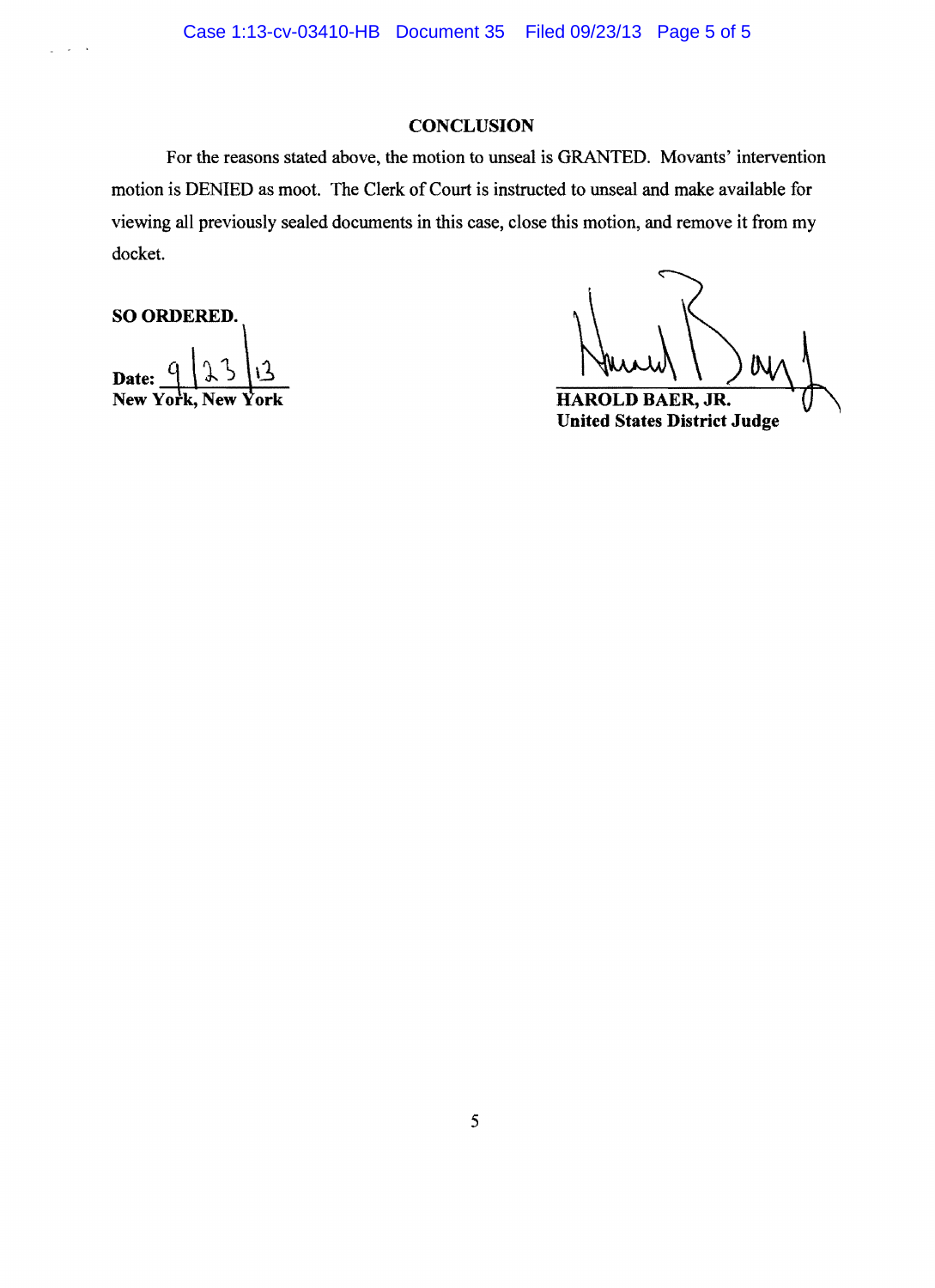## CONCLUSION

For the reasons stated above, the motion to unseal is GRANTED. Movants' intervention motion is DENIED as moot. The Clerk of Court is instructed to unseal and make available for viewing all previously sealed documents in this case, close this motion, and remove it from my docket.

**SO ORDERED.**

**Date:** 9/23/13
**New York, New York**

**HAROLD BAER, JR.**
**United States District Judge**